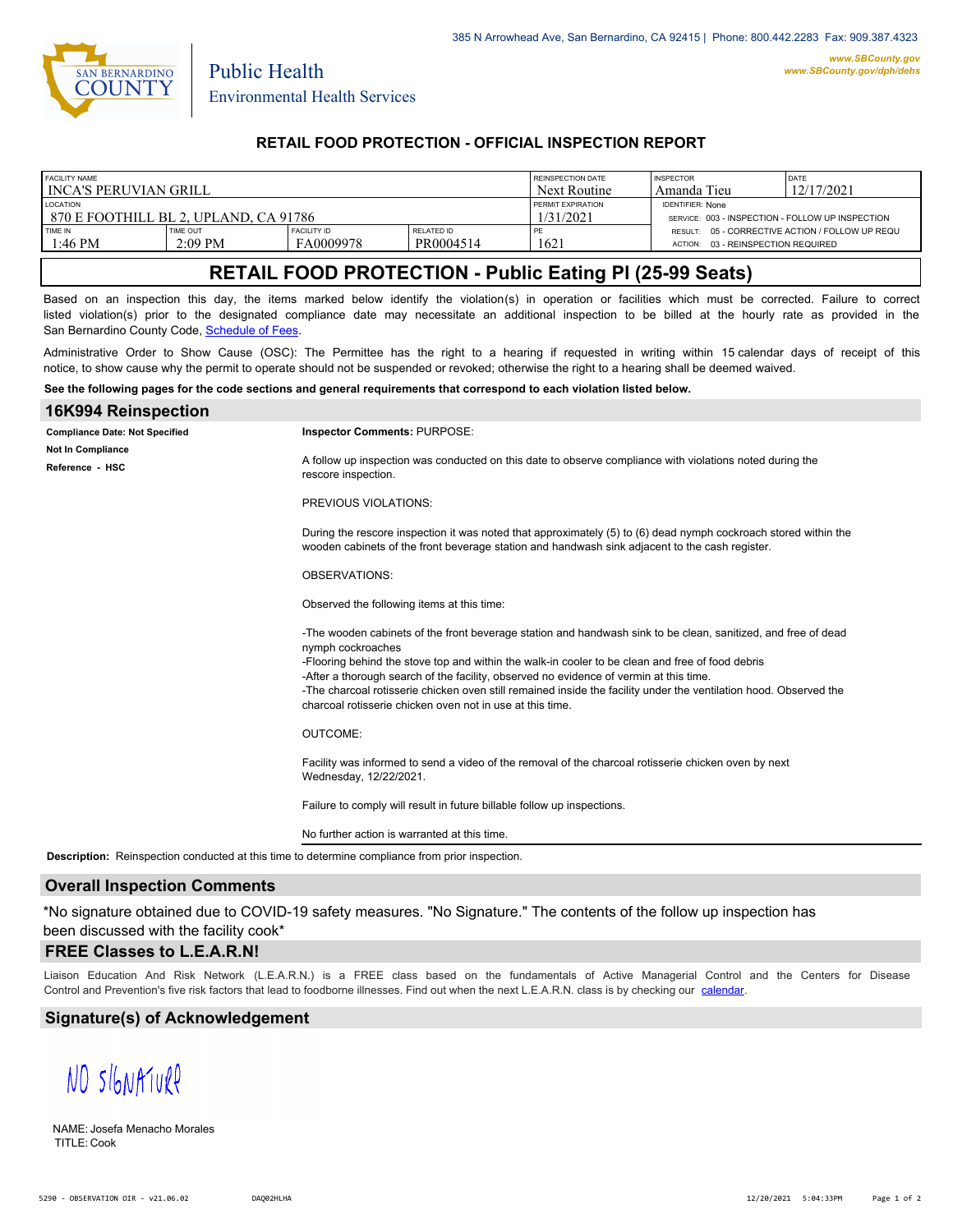385 N Arrowhead Ave, San Bernardino, CA 92415 | Phone: 800.442.2283 Fax: 909.387.4323

www.SBCounty.gov
www.SBCounty.gov/dph/dehs

San Bernardino County
Public Health
Environmental Health Services

## RETAIL FOOD PROTECTION - OFFICIAL INSPECTION REPORT

| FACILITY NAME | | | | REINSPECTION DATE | INSPECTOR | DATE |
|---|---|---|---|---|---|---|
| INCA'S PERUVIAN GRILL | | | | Next Routine | Amanda Tieu | 12/17/2021 |
| LOCATION | | | | PERMIT EXPIRATION | IDENTIFIER: None | |
| 870 E FOOTHILL BL 2, UPLAND, CA 91786 | | | | 1/31/2021 | SERVICE: 003 - INSPECTION - FOLLOW UP INSPECTION | |
| TIME IN | TIME OUT | FACILITY ID | RELATED ID | PE | RESULT: 05 - CORRECTIVE ACTION / FOLLOW UP REQU | |
| 1:46 PM | 2:09 PM | FA0009978 | PR0004514 | 1621 | ACTION: 03 - REINSPECTION REQUIRED | |

# RETAIL FOOD PROTECTION - Public Eating Pl (25-99 Seats)

Based on an inspection this day, the items marked below identify the violation(s) in operation or facilities which must be corrected. Failure to correct listed violation(s) prior to the designated compliance date may necessitate an additional inspection to be billed at the hourly rate as provided in the San Bernardino County Code, Schedule of Fees.

Administrative Order to Show Cause (OSC): The Permittee has the right to a hearing if requested in writing within 15 calendar days of receipt of this notice, to show cause why the permit to operate should not be suspended or revoked; otherwise the right to a hearing shall be deemed waived.

**See the following pages for the code sections and general requirements that correspond to each violation listed below.**

## 16K994 Reinspection

**Compliance Date: Not Specified**

**Not In Compliance**

**Reference - HSC**

**Inspector Comments:** PURPOSE:

A follow up inspection was conducted on this date to observe compliance with violations noted during the rescore inspection.

PREVIOUS VIOLATIONS:

During the rescore inspection it was noted that approximately (5) to (6) dead nymph cockroach stored within the wooden cabinets of the front beverage station and handwash sink adjacent to the cash register.

OBSERVATIONS:

Observed the following items at this time:

-The wooden cabinets of the front beverage station and handwash sink to be clean, sanitized, and free of dead nymph cockroaches
-Flooring behind the stove top and within the walk-in cooler to be clean and free of food debris
-After a thorough search of the facility, observed no evidence of vermin at this time.
-The charcoal rotisserie chicken oven still remained inside the facility under the ventilation hood. Observed the charcoal rotisserie chicken oven not in use at this time.

OUTCOME:

Facility was informed to send a video of the removal of the charcoal rotisserie chicken oven by next Wednesday, 12/22/2021.

Failure to comply will result in future billable follow up inspections.

No further action is warranted at this time.

**Description:** Reinspection conducted at this time to determine compliance from prior inspection.

## Overall Inspection Comments

*No signature obtained due to COVID-19 safety measures. "No Signature." The contents of the follow up inspection has been discussed with the facility cook*

## FREE Classes to L.E.A.R.N!

Liaison Education And Risk Network (L.E.A.R.N.) is a FREE class based on the fundamentals of Active Managerial Control and the Centers for Disease Control and Prevention's five risk factors that lead to foodborne illnesses. Find out when the next L.E.A.R.N. class is by checking our calendar.

## Signature(s) of Acknowledgement

NO SIGNATURE

NAME: Josefa Menacho Morales
TITLE: Cook

5290 - OBSERVATION OIR - v21.06.02 DAQ02HLHA 12/20/2021 5:04:33PM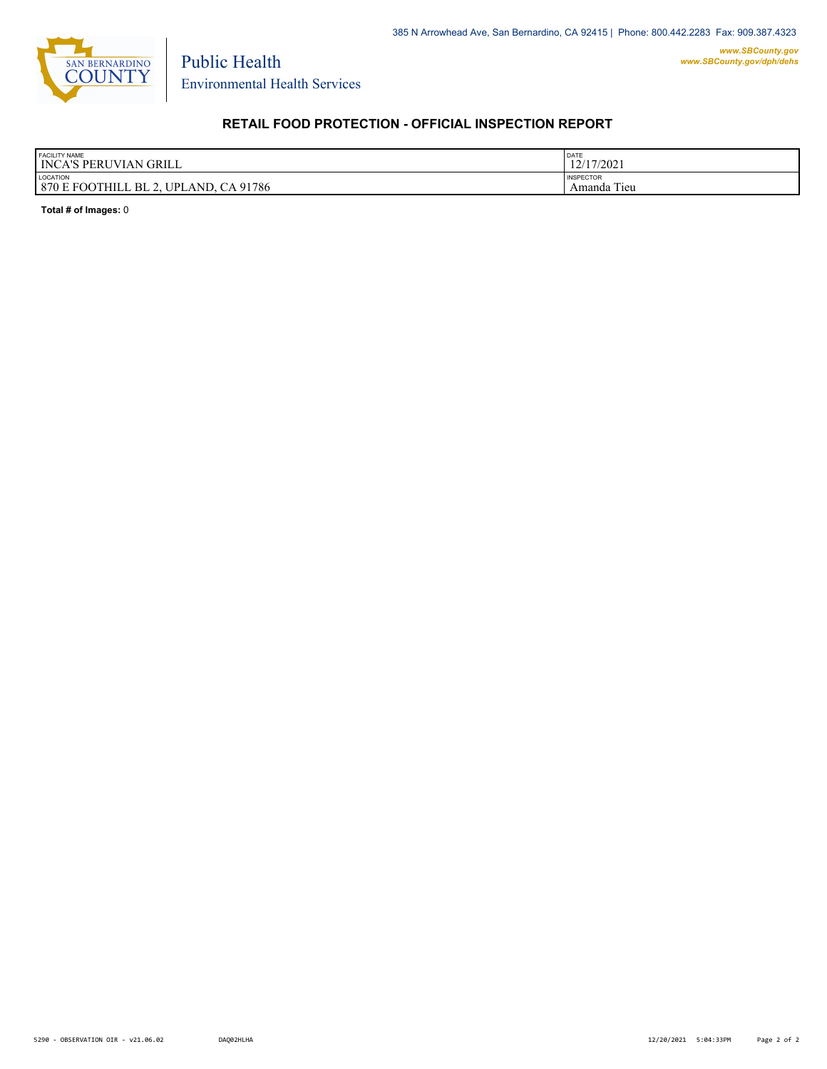385 N Arrowhead Ave, San Bernardino, CA 92415 | Phone: 800.442.2283 Fax: 909.387.4323

*www.SBCounty.gov*
*www.SBCounty.gov/dph/dehs*

SAN BERNARDINO COUNTY

Public Health
Environmental Health Services

## RETAIL FOOD PROTECTION - OFFICIAL INSPECTION REPORT

| | |
|---|---|
| FACILITY NAME<br>INCA'S PERUVIAN GRILL | DATE<br>12/17/2021 |
| LOCATION<br>870 E FOOTHILL BL 2, UPLAND, CA 91786 | INSPECTOR<br>Amanda Tieu |

**Total # of Images:** 0

5290 - OBSERVATION OIR - v21.06.02    DAQ02HLHA    12/20/2021 5:04:33PM